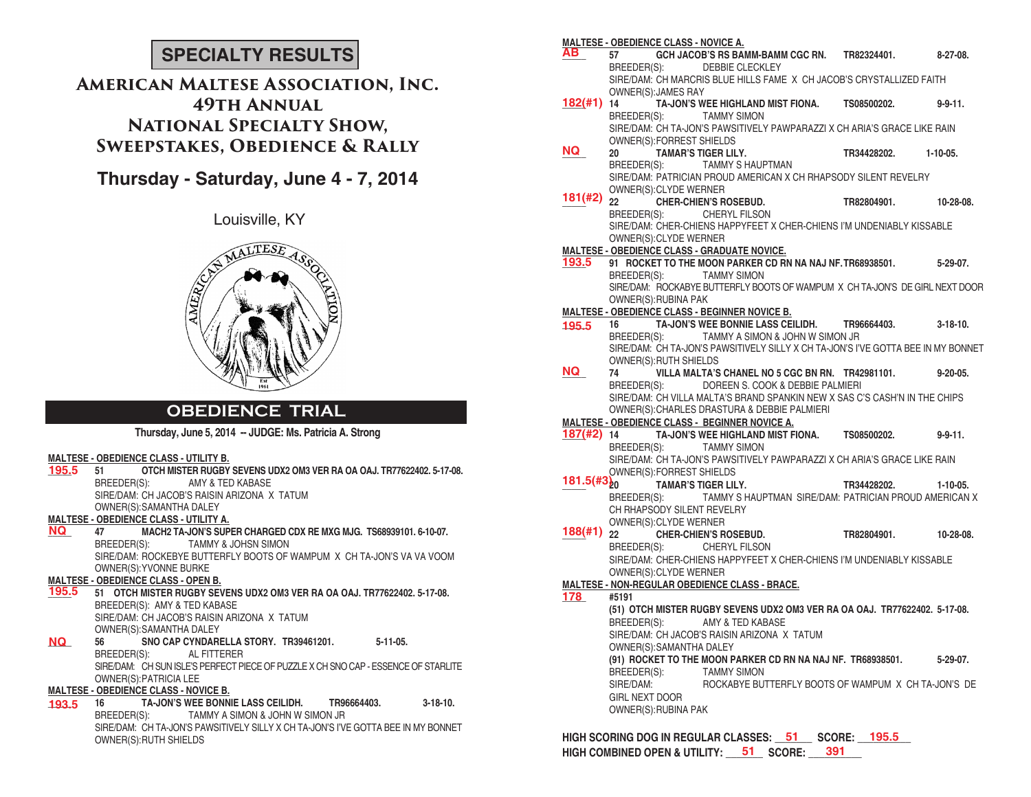# SPECIALTY RESULTS

## American Maltese Association, Inc.
## 49th Annual
## National Specialty Show,
## Sweepstakes, Obedience & Rally

### Thursday - Saturday, June 4 - 7, 2014

Louisville, KY

## OBEDIENCE TRIAL

**Thursday, June 5, 2014 -- JUDGE: Ms. Patricia A. Strong**

**MALTESE - OBEDIENCE CLASS - UTILITY B.**

**195.5** 51 **OTCH MISTER RUGBY SEVENS UDX2 OM3 VER RA OA OAJ. TR77622402. 5-17-08.**
BREEDER(S): AMY & TED KABASE
SIRE/DAM: CH JACOB'S RAISIN ARIZONA X TATUM
OWNER(S):SAMANTHA DALEY

**MALTESE - OBEDIENCE CLASS - UTILITY A.**

**NQ** 47 **MACH2 TA-JON'S SUPER CHARGED CDX RE MXG MJG. TS68939101. 6-10-07.**
BREEDER(S): TAMMY & JOHSN SIMON
SIRE/DAM: ROCKEBYE BUTTERFLY BOOTS OF WAMPUM X CH TA-JON'S VA VA VOOM
OWNER(S):YVONNE BURKE

**MALTESE - OBEDIENCE CLASS - OPEN B.**

**195.5** 51 **OTCH MISTER RUGBY SEVENS UDX2 OM3 VER RA OA OAJ. TR77622402. 5-17-08.**
BREEDER(S): AMY & TED KABASE
SIRE/DAM: CH JACOB'S RAISIN ARIZONA X TATUM
OWNER(S):SAMANTHA DALEY

**NQ** 56 **SNO CAP CYNDARELLA STORY. TR39461201. 5-11-05.**
BREEDER(S): AL FITTERER
SIRE/DAM: CH SUN ISLE'S PERFECT PIECE OF PUZZLE X CH SNO CAP - ESSENCE OF STARLITE
OWNER(S):PATRICIA LEE

**MALTESE - OBEDIENCE CLASS - NOVICE B.**

**193.5** 16 **TA-JON'S WEE BONNIE LASS CEILIDH. TR96664403. 3-18-10.**
BREEDER(S): TAMMY A SIMON & JOHN W SIMON JR
SIRE/DAM: CH TA-JON'S PAWSITIVELY SILLY X CH TA-JON'S I'VE GOTTA BEE IN MY BONNET
OWNER(S):RUTH SHIELDS

**MALTESE - OBEDIENCE CLASS - NOVICE A.**

**AB** 57 **GCH JACOB'S RS BAMM-BAMM CGC RN. TR82324401. 8-27-08.**
BREEDER(S): DEBBIE CLECKLEY
SIRE/DAM: CH MARCRIS BLUE HILLS FAME X CH JACOB'S CRYSTALLIZED FAITH
OWNER(S):JAMES RAY

**182(#1)** 14 **TA-JON'S WEE HIGHLAND MIST FIONA. TS08500202. 9-9-11.**
BREEDER(S): TAMMY SIMON
SIRE/DAM: CH TA-JON'S PAWSITIVELY PAWPARAZZI X CH ARIA'S GRACE LIKE RAIN
OWNER(S):FORREST SHIELDS

**NQ** 20 **TAMAR'S TIGER LILY. TR34428202. 1-10-05.**
BREEDER(S): TAMMY S HAUPTMAN
SIRE/DAM: PATRICIAN PROUD AMERICAN X CH RHAPSODY SILENT REVELRY
OWNER(S):CLYDE WERNER

**181(#2)** 22 **CHER-CHIEN'S ROSEBUD. TR82804901. 10-28-08.**
BREEDER(S): CHERYL FILSON
SIRE/DAM: CHER-CHIENS HAPPYFEET X CHER-CHIENS I'M UNDENIABLY KISSABLE
OWNER(S):CLYDE WERNER

**MALTESE - OBEDIENCE CLASS - GRADUATE NOVICE.**

**193.5** 91 **ROCKET TO THE MOON PARKER CD RN NA NAJ NF. TR68938501. 5-29-07.**
BREEDER(S): TAMMY SIMON
SIRE/DAM: ROCKABYE BUTTERFLY BOOTS OF WAMPUM X CH TA-JON'S DE GIRL NEXT DOOR
OWNER(S):RUBINA PAK

**MALTESE - OBEDIENCE CLASS - BEGINNER NOVICE B.**

**195.5** 16 **TA-JON'S WEE BONNIE LASS CEILIDH. TR96664403. 3-18-10.**
BREEDER(S): TAMMY A SIMON & JOHN W SIMON JR
SIRE/DAM: CH TA-JON'S PAWSITIVELY SILLY X CH TA-JON'S I'VE GOTTA BEE IN MY BONNET
OWNER(S):RUTH SHIELDS

**NQ** 74 **VILLA MALTA'S CHANEL NO 5 CGC BN RN. TR42981101. 9-20-05.**
BREEDER(S): DOREEN S. COOK & DEBBIE PALMIERI
SIRE/DAM: CH VILLA MALTA'S BRAND SPANKIN NEW X SAS C'S CASH'N IN THE CHIPS
OWNER(S):CHARLES DRASTURA & DEBBIE PALMIERI

**MALTESE - OBEDIENCE CLASS - BEGINNER NOVICE A.**

**187(#2)** 14 **TA-JON'S WEE HIGHLAND MIST FIONA. TS08500202. 9-9-11.**
BREEDER(S): TAMMY SIMON
SIRE/DAM: CH TA-JON'S PAWSITIVELY PAWPARAZZI X CH ARIA'S GRACE LIKE RAIN
OWNER(S):FORREST SHIELDS

**181.5(#3)** 20 **TAMAR'S TIGER LILY. TR34428202. 1-10-05.**
BREEDER(S): TAMMY S HAUPTMAN SIRE/DAM: PATRICIAN PROUD AMERICAN X CH RHAPSODY SILENT REVELRY
OWNER(S):CLYDE WERNER

**188(#1)** 22 **CHER-CHIEN'S ROSEBUD. TR82804901. 10-28-08.**
BREEDER(S): CHERYL FILSON
SIRE/DAM: CHER-CHIENS HAPPYFEET X CHER-CHIENS I'M UNDENIABLY KISSABLE
OWNER(S):CLYDE WERNER

**MALTESE - NON-REGULAR OBEDIENCE CLASS - BRACE.**

**178** #5191
**(51) OTCH MISTER RUGBY SEVENS UDX2 OM3 VER RA OA OAJ. TR77622402. 5-17-08.**
BREEDER(S): AMY & TED KABASE
SIRE/DAM: CH JACOB'S RAISIN ARIZONA X TATUM
OWNER(S):SAMANTHA DALEY
**(91) ROCKET TO THE MOON PARKER CD RN NA NAJ NF. TR68938501. 5-29-07.**
BREEDER(S): TAMMY SIMON
SIRE/DAM: ROCKABYE BUTTERFLY BOOTS OF WAMPUM X CH TA-JON'S DE GIRL NEXT DOOR
OWNER(S):RUBINA PAK

**HIGH SCORING DOG IN REGULAR CLASSES: 51 SCORE: 195.5**
**HIGH COMBINED OPEN & UTILITY: 51 SCORE: 391**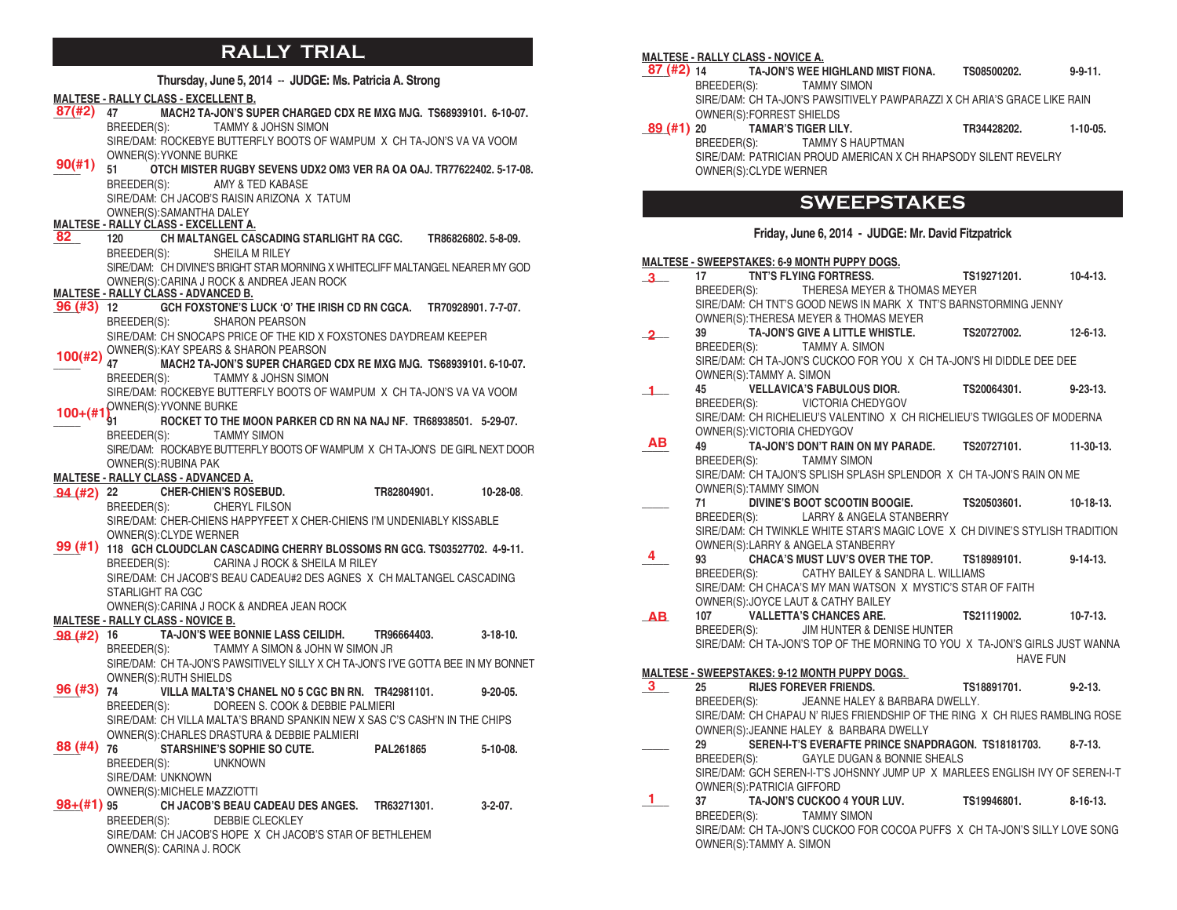# RALLY TRIAL

**Thursday, June 5, 2014 -- JUDGE: Ms. Patricia A. Strong**

**MALTESE - RALLY CLASS - EXCELLENT B.**

87(#2) **47 MACH2 TA-JON'S SUPER CHARGED CDX RE MXG MJG. TS68939101. 6-10-07.**
BREEDER(S): TAMMY & JOHSN SIMON
SIRE/DAM: ROCKEBYE BUTTERFLY BOOTS OF WAMPUM X CH TA-JON'S VA VA VOOM
OWNER(S):YVONNE BURKE

90(#1) **51 OTCH MISTER RUGBY SEVENS UDX2 OM3 VER RA OA OAJ. TR77622402. 5-17-08.**
BREEDER(S): AMY & TED KABASE
SIRE/DAM: CH JACOB'S RAISIN ARIZONA X TATUM
OWNER(S):SAMANTHA DALEY

**MALTESE - RALLY CLASS - EXCELLENT A.**

82 **120 CH MALTANGEL CASCADING STARLIGHT RA CGC. TR86826802. 5-8-09.**
BREEDER(S): SHEILA M RILEY
SIRE/DAM: CH DIVINE'S BRIGHT STAR MORNING X WHITECLIFF MALTANGEL NEARER MY GOD
OWNER(S):CARINA J ROCK & ANDREA JEAN ROCK

**MALTESE - RALLY CLASS - ADVANCED B.**

96 (#3) **12 GCH FOXSTONE'S LUCK 'O' THE IRISH CD RN CGCA. TR70928901. 7-7-07.**
BREEDER(S): SHARON PEARSON
SIRE/DAM: CH SNOCAPS PRICE OF THE KID X FOXSTONES DAYDREAM KEEPER
OWNER(S):KAY SPEARS & SHARON PEARSON

100(#2) **47 MACH2 TA-JON'S SUPER CHARGED CDX RE MXG MJG. TS68939101. 6-10-07.**
BREEDER(S): TAMMY & JOHSN SIMON
SIRE/DAM: ROCKEBYE BUTTERFLY BOOTS OF WAMPUM X CH TA-JON'S VA VA VOOM
OWNER(S):YVONNE BURKE

100+(#1) **91 ROCKET TO THE MOON PARKER CD RN NA NAJ NF. TR68938501. 5-29-07.**
BREEDER(S): TAMMY SIMON
SIRE/DAM: ROCKABYE BUTTERFLY BOOTS OF WAMPUM X CH TA-JON'S DE GIRL NEXT DOOR
OWNER(S):RUBINA PAK

**MALTESE - RALLY CLASS - ADVANCED A.**

94 (#2) **22 CHER-CHIEN'S ROSEBUD. TR82804901. 10-28-08.**
BREEDER(S): CHERYL FILSON
SIRE/DAM: CHER-CHIENS HAPPYFEET X CHER-CHIENS I'M UNDENIABLY KISSABLE
OWNER(S):CLYDE WERNER

99 (#1) **118 GCH CLOUDCLAN CASCADING CHERRY BLOSSOMS RN GCG. TS03527702. 4-9-11.**
BREEDER(S): CARINA J ROCK & SHEILA M RILEY
SIRE/DAM: CH JACOB'S BEAU CADEAU#2 DES AGNES X CH MALTANGEL CASCADING STARLIGHT RA CGC
OWNER(S):CARINA J ROCK & ANDREA JEAN ROCK

**MALTESE - RALLY CLASS - NOVICE B.**

98 (#2) **16 TA-JON'S WEE BONNIE LASS CEILIDH. TR96664403. 3-18-10.**
BREEDER(S): TAMMY A SIMON & JOHN W SIMON JR
SIRE/DAM: CH TA-JON'S PAWSITIVELY SILLY X CH TA-JON'S I'VE GOTTA BEE IN MY BONNET
OWNER(S):RUTH SHIELDS

96 (#3) **74 VILLA MALTA'S CHANEL NO 5 CGC BN RN. TR42981101. 9-20-05.**
BREEDER(S): DOREEN S. COOK & DEBBIE PALMIERI
SIRE/DAM: CH VILLA MALTA'S BRAND SPANKIN NEW X SAS C'S CASH'N IN THE CHIPS
OWNER(S):CHARLES DRASTURA & DEBBIE PALMIERI

88 (#4) **76 STARSHINE'S SOPHIE SO CUTE. PAL261865 5-10-08.**
BREEDER(S): UNKNOWN
SIRE/DAM: UNKNOWN
OWNER(S):MICHELE MAZZIOTTI

98+(#1) **95 CH JACOB'S BEAU CADEAU DES ANGES. TR63271301. 3-2-07.**
BREEDER(S): DEBBIE CLECKLEY
SIRE/DAM: CH JACOB'S HOPE X CH JACOB'S STAR OF BETHLEHEM
OWNER(S): CARINA J. ROCK

**MALTESE - RALLY CLASS - NOVICE A.**

87 (#2) **14 TA-JON'S WEE HIGHLAND MIST FIONA. TS08500202. 9-9-11.**
BREEDER(S): TAMMY SIMON
SIRE/DAM: CH TA-JON'S PAWSITIVELY PAWPARAZZI X CH ARIA'S GRACE LIKE RAIN
OWNER(S):FORREST SHIELDS

89 (#1) **20 TAMAR'S TIGER LILY. TR34428202. 1-10-05.**
BREEDER(S): TAMMY S HAUPTMAN
SIRE/DAM: PATRICIAN PROUD AMERICAN X CH RHAPSODY SILENT REVELRY
OWNER(S):CLYDE WERNER

# SWEEPSTAKES

**Friday, June 6, 2014 - JUDGE: Mr. David Fitzpatrick**

**MALTESE - SWEEPSTAKES: 6-9 MONTH PUPPY DOGS.**

3 **17 TNT'S FLYING FORTRESS. TS19271201. 10-4-13.**
BREEDER(S): THERESA MEYER & THOMAS MEYER
SIRE/DAM: CH TNT'S GOOD NEWS IN MARK X TNT'S BARNSTORMING JENNY
OWNER(S):THERESA MEYER & THOMAS MEYER

2 **39 TA-JON'S GIVE A LITTLE WHISTLE. TS20727002. 12-6-13.**
BREEDER(S): TAMMY A. SIMON
SIRE/DAM: CH TA-JON'S CUCKOO FOR YOU X CH TA-JON'S HI DIDDLE DEE DEE
OWNER(S):TAMMY A. SIMON

1 **45 VELLAVICA'S FABULOUS DIOR. TS20064301. 9-23-13.**
BREEDER(S): VICTORIA CHEDYGOV
SIRE/DAM: CH RICHELIEU'S VALENTINO X CH RICHELIEU'S TWIGGLES OF MODERNA
OWNER(S):VICTORIA CHEDYGOV

AB **49 TA-JON'S DON'T RAIN ON MY PARADE. TS20727101. 11-30-13.**
BREEDER(S): TAMMY SIMON
SIRE/DAM: CH TAJON'S SPLISH SPLASH SPLENDOR X CH TA-JON'S RAIN ON ME
OWNER(S):TAMMY SIMON

____ **71 DIVINE'S BOOT SCOOTIN BOOGIE. TS20503601. 10-18-13.**
BREEDER(S): LARRY & ANGELA STANBERRY
SIRE/DAM: CH TWINKLE WHITE STAR'S MAGIC LOVE X CH DIVINE'S STYLISH TRADITION
OWNER(S):LARRY & ANGELA STANBERRY

4 **93 CHACA'S MUST LUV'S OVER THE TOP. TS18989101. 9-14-13.**
BREEDER(S): CATHY BAILEY & SANDRA L. WILLIAMS
SIRE/DAM: CH CHACA'S MY MAN WATSON X MYSTIC'S STAR OF FAITH
OWNER(S):JOYCE LAUT & CATHY BAILEY

AB **107 VALLETTA'S CHANCES ARE. TS21119002. 10-7-13.**
BREEDER(S): JIM HUNTER & DENISE HUNTER
SIRE/DAM: CH TA-JON'S TOP OF THE MORNING TO YOU X TA-JON'S GIRLS JUST WANNA HAVE FUN

**MALTESE - SWEEPSTAKES: 9-12 MONTH PUPPY DOGS.**

3 **25 RIJES FOREVER FRIENDS. TS18891701. 9-2-13.**
BREEDER(S): JEANNE HALEY & BARBARA DWELLY.
SIRE/DAM: CH CHAPAU N' RIJES FRIENDSHIP OF THE RING X CH RIJES RAMBLING ROSE
OWNER(S):JEANNE HALEY & BARBARA DWELLY

____ **29 SEREN-I-T'S EVERAFTE PRINCE SNAPDRAGON. TS18181703. 8-7-13.**
BREEDER(S): GAYLE DUGAN & BONNIE SHEALS
SIRE/DAM: GCH SEREN-I-T'S JOHSNNY JUMP UP X MARLEES ENGLISH IVY OF SEREN-I-T
OWNER(S):PATRICIA GIFFORD

1 **37 TA-JON'S CUCKOO 4 YOUR LUV. TS19946801. 8-16-13.**
BREEDER(S): TAMMY SIMON
SIRE/DAM: CH TA-JON'S CUCKOO FOR COCOA PUFFS X CH TA-JON'S SILLY LOVE SONG
OWNER(S):TAMMY A. SIMON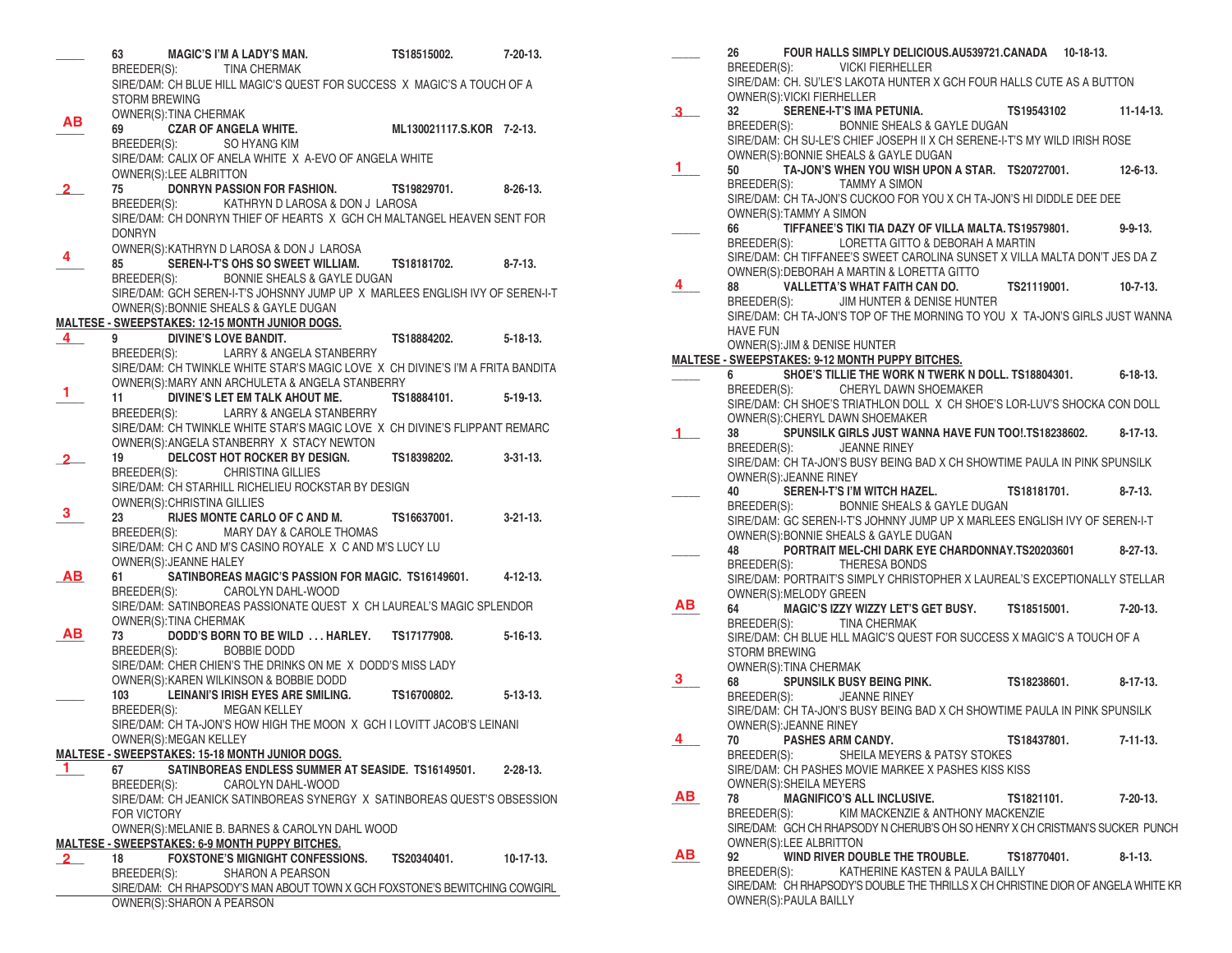____ **63 MAGIC'S I'M A LADY'S MAN.** TS18515002. 7-20-13.
BREEDER(S): TINA CHERMAK
SIRE/DAM: CH BLUE HILL MAGIC'S QUEST FOR SUCCESS X MAGIC'S A TOUCH OF A STORM BREWING
OWNER(S): TINA CHERMAK

AB **69 CZAR OF ANGELA WHITE.** ML130021117.S.KOR 7-2-13.
BREEDER(S): SO HYANG KIM
SIRE/DAM: CALIX OF ANELA WHITE X A-EVO OF ANGELA WHITE
OWNER(S): LEE ALBRITTON

2 **75 DONRYN PASSION FOR FASHION.** TS19829701. 8-26-13.
BREEDER(S): KATHRYN D LAROSA & DON J LAROSA
SIRE/DAM: CH DONRYN THIEF OF HEARTS X GCH CH MALTANGEL HEAVEN SENT FOR DONRYN
OWNER(S): KATHRYN D LAROSA & DON J LAROSA

4 **85 SEREN-I-T'S OHS SO SWEET WILLIAM.** TS18181702. 8-7-13.
BREEDER(S): BONNIE SHEALS & GAYLE DUGAN
SIRE/DAM: GCH SEREN-I-T'S JOHSNNY JUMP UP X MARLEES ENGLISH IVY OF SEREN-I-T
OWNER(S): BONNIE SHEALS & GAYLE DUGAN

**MALTESE - SWEEPSTAKES: 12-15 MONTH JUNIOR DOGS.**

4 **9 DIVINE'S LOVE BANDIT.** TS18884202. 5-18-13.
BREEDER(S): LARRY & ANGELA STANBERRY
SIRE/DAM: CH TWINKLE WHITE STAR'S MAGIC LOVE X CH DIVINE'S I'M A FRITA BANDITA
OWNER(S): MARY ANN ARCHULETA & ANGELA STANBERRY

1 **11 DIVINE'S LET EM TALK AHOUT ME.** TS18884101. 5-19-13.
BREEDER(S): LARRY & ANGELA STANBERRY
SIRE/DAM: CH TWINKLE WHITE STAR'S MAGIC LOVE X CH DIVINE'S FLIPPANT REMARC
OWNER(S): ANGELA STANBERRY X STACY NEWTON

2 **19 DELCOST HOT ROCKER BY DESIGN.** TS18398202. 3-31-13.
BREEDER(S): CHRISTINA GILLIES
SIRE/DAM: CH STARHILL RICHELIEU ROCKSTAR BY DESIGN
OWNER(S): CHRISTINA GILLIES

3 **23 RIJES MONTE CARLO OF C AND M.** TS16637001. 3-21-13.
BREEDER(S): MARY DAY & CAROLE THOMAS
SIRE/DAM: CH C AND M'S CASINO ROYALE X C AND M'S LUCY LU
OWNER(S): JEANNE HALEY

AB **61 SATINBOREAS MAGIC'S PASSION FOR MAGIC.** TS16149601. 4-12-13.
BREEDER(S): CAROLYN DAHL-WOOD
SIRE/DAM: SATINBOREAS PASSIONATE QUEST X CH LAUREAL'S MAGIC SPLENDOR
OWNER(S): TINA CHERMAK

AB **73 DODD'S BORN TO BE WILD . . . HARLEY.** TS17177908. 5-16-13.
BREEDER(S): BOBBIE DODD
SIRE/DAM: CHER CHIEN'S THE DRINKS ON ME X DODD'S MISS LADY
OWNER(S): KAREN WILKINSON & BOBBIE DODD

____ **103 LEINANI'S IRISH EYES ARE SMILING.** TS16700802. 5-13-13.
BREEDER(S): MEGAN KELLEY
SIRE/DAM: CH TA-JON'S HOW HIGH THE MOON X GCH I LOVITT JACOB'S LEINANI
OWNER(S): MEGAN KELLEY

**MALTESE - SWEEPSTAKES: 15-18 MONTH JUNIOR DOGS.**

1 **67 SATINBOREAS ENDLESS SUMMER AT SEASIDE.** TS16149501. 2-28-13.
BREEDER(S): CAROLYN DAHL-WOOD
SIRE/DAM: CH JEANICK SATINBOREAS SYNERGY X SATINBOREAS QUEST'S OBSESSION FOR VICTORY
OWNER(S): MELANIE B. BARNES & CAROLYN DAHL WOOD

**MALTESE - SWEEPSTAKES: 6-9 MONTH PUPPY BITCHES.**

2 **18 FOXSTONE'S MIGNIGHT CONFESSIONS.** TS20340401. 10-17-13.
BREEDER(S): SHARON A PEARSON
SIRE/DAM: CH RHAPSODY'S MAN ABOUT TOWN X GCH FOXSTONE'S BEWITCHING COWGIRL
OWNER(S): SHARON A PEARSON

____ **26 FOUR HALLS SIMPLY DELICIOUS.** AU539721.CANADA 10-18-13.
BREEDER(S): VICKI FIERHELLER
SIRE/DAM: CH. SU'LE'S LAKOTA HUNTER X GCH FOUR HALLS CUTE AS A BUTTON
OWNER(S): VICKI FIERHELLER

3 **32 SERENE-I-T'S IMA PETUNIA.** TS19543102 11-14-13.
BREEDER(S): BONNIE SHEALS & GAYLE DUGAN
SIRE/DAM: CH SU-LE'S CHIEF JOSEPH II X CH SERENE-I-T'S MY WILD IRISH ROSE
OWNER(S): BONNIE SHEALS & GAYLE DUGAN

1 **50 TA-JON'S WHEN YOU WISH UPON A STAR.** TS20727001. 12-6-13.
BREEDER(S): TAMMY A SIMON
SIRE/DAM: CH TA-JON'S CUCKOO FOR YOU X CH TA-JON'S HI DIDDLE DEE DEE
OWNER(S): TAMMY A SIMON

____ **66 TIFFANEE'S TIKI TIA DAZY OF VILLA MALTA.** TS19579801. 9-9-13.
BREEDER(S): LORETTA GITTO & DEBORAH A MARTIN
SIRE/DAM: CH TIFFANEE'S SWEET CAROLINA SUNSET X VILLA MALTA DON'T JES DA Z
OWNER(S): DEBORAH A MARTIN & LORETTA GITTO

4 **88 VALLETTA'S WHAT FAITH CAN DO.** TS21119001. 10-7-13.
BREEDER(S): JIM HUNTER & DENISE HUNTER
SIRE/DAM: CH TA-JON'S TOP OF THE MORNING TO YOU X TA-JON'S GIRLS JUST WANNA HAVE FUN
OWNER(S): JIM & DENISE HUNTER

**MALTESE - SWEEPSTAKES: 9-12 MONTH PUPPY BITCHES.**

____ **6 SHOE'S TILLIE THE WORK N TWERK N DOLL.** TS18804301. 6-18-13.
BREEDER(S): CHERYL DAWN SHOEMAKER
SIRE/DAM: CH SHOE'S TRIATHLON DOLL X CH SHOE'S LOR-LUV'S SHOCKA CON DOLL
OWNER(S): CHERYL DAWN SHOEMAKER

1 **38 SPUNSILK GIRLS JUST WANNA HAVE FUN TOO!.** TS18238602. 8-17-13.
BREEDER(S): JEANNE RINEY
SIRE/DAM: CH TA-JON'S BUSY BEING BAD X CH SHOWTIME PAULA IN PINK SPUNSILK
OWNER(S): JEANNE RINEY

____ **40 SEREN-I-T'S I'M WITCH HAZEL.** TS18181701. 8-7-13.
BREEDER(S): BONNIE SHEALS & GAYLE DUGAN
SIRE/DAM: GC SEREN-I-T'S JOHNNY JUMP UP X MARLEES ENGLISH IVY OF SEREN-I-T
OWNER(S): BONNIE SHEALS & GAYLE DUGAN

____ **48 PORTRAIT MEL-CHI DARK EYE CHARDONNAY.** TS20203601 8-27-13.
BREEDER(S): THERESA BONDS
SIRE/DAM: PORTRAIT'S SIMPLY CHRISTOPHER X LAUREAL'S EXCEPTIONALLY STELLAR
OWNER(S): MELODY GREEN

AB **64 MAGIC'S IZZY WIZZY LET'S GET BUSY.** TS18515001. 7-20-13.
BREEDER(S): TINA CHERMAK
SIRE/DAM: CH BLUE HLL MAGIC'S QUEST FOR SUCCESS X MAGIC'S A TOUCH OF A STORM BREWING
OWNER(S): TINA CHERMAK

3 **68 SPUNSILK BUSY BEING PINK.** TS18238601. 8-17-13.
BREEDER(S): JEANNE RINEY
SIRE/DAM: CH TA-JON'S BUSY BEING BAD X CH SHOWTIME PAULA IN PINK SPUNSILK
OWNER(S): JEANNE RINEY

4 **70 PASHES ARM CANDY.** TS18437801. 7-11-13.
BREEDER(S): SHEILA MEYERS & PATSY STOKES
SIRE/DAM: CH PASHES MOVIE MARKEE X PASHES KISS KISS
OWNER(S): SHEILA MEYERS

AB **78 MAGNIFICO'S ALL INCLUSIVE.** TS1821101. 7-20-13.
BREEDER(S): KIM MACKENZIE & ANTHONY MACKENZIE
SIRE/DAM: GCH CH RHAPSODY N CHERUB'S OH SO HENRY X CH CRISTMAN'S SUCKER PUNCH
OWNER(S): LEE ALBRITTON

AB **92 WIND RIVER DOUBLE THE TROUBLE.** TS18770401. 8-1-13.
BREEDER(S): KATHERINE KASTEN & PAULA BAILLY
SIRE/DAM: CH RHAPSODY'S DOUBLE THE THRILLS X CH CHRISTINE DIOR OF ANGELA WHITE KR
OWNER(S): PAULA BAILLY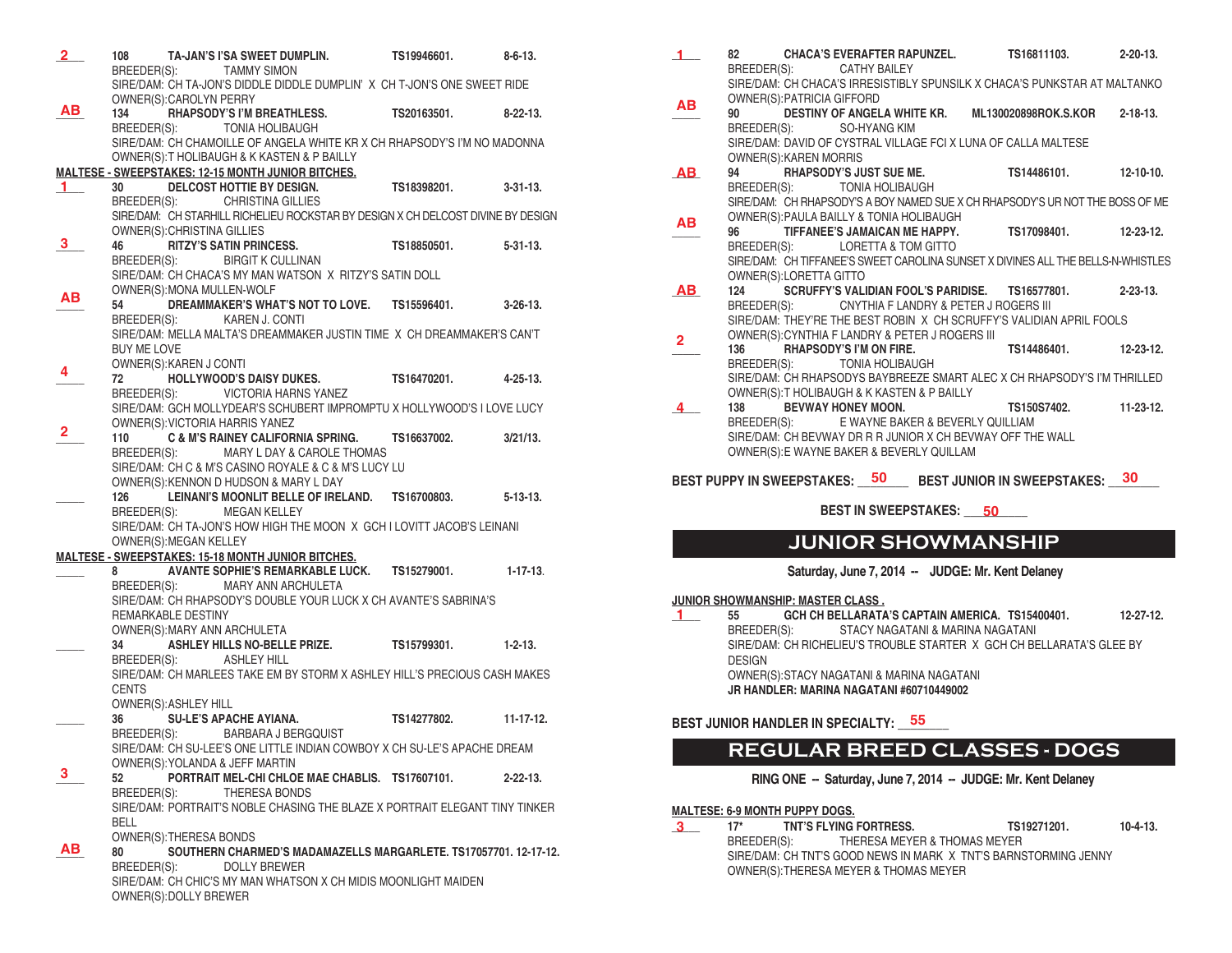**2** 108 **TA-JAN'S I'SA SWEET DUMPLIN.** TS19946601. 8-6-13.
BREEDER(S): TAMMY SIMON
SIRE/DAM: CH TA-JON'S DIDDLE DIDDLE DUMPLIN' X CH T-JON'S ONE SWEET RIDE
OWNER(S):CAROLYN PERRY

**AB** 134 **RHAPSODY'S I'M BREATHLESS.** TS20163501. 8-22-13.
BREEDER(S): TONIA HOLIBAUGH
SIRE/DAM: CH CHAMOILLE OF ANGELA WHITE KR X CH RHAPSODY'S I'M NO MADONNA
OWNER(S):T HOLIBAUGH & K KASTEN & P BAILLY

**MALTESE - SWEEPSTAKES: 12-15 MONTH JUNIOR BITCHES.**

**1** 30 **DELCOST HOTTIE BY DESIGN.** TS18398201. 3-31-13.
BREEDER(S): CHRISTINA GILLIES
SIRE/DAM: CH STARHILL RICHELIEU ROCKSTAR BY DESIGN X CH DELCOST DIVINE BY DESIGN
OWNER(S):CHRISTINA GILLIES

**3** 46 **RITZY'S SATIN PRINCESS.** TS18850501. 5-31-13.
BREEDER(S): BIRGIT K CULLINAN
SIRE/DAM: CH CHACA'S MY MAN WATSON X RITZY'S SATIN DOLL
OWNER(S):MONA MULLEN-WOLF

**AB** 54 **DREAMMAKER'S WHAT'S NOT TO LOVE.** TS15596401. 3-26-13.
BREEDER(S): KAREN J. CONTI
SIRE/DAM: MELLA MALTA'S DREAMMAKER JUSTIN TIME X CH DREAMMAKER'S CAN'T BUY ME LOVE
OWNER(S):KAREN J CONTI

**4** 72 **HOLLYWOOD'S DAISY DUKES.** TS16470201. 4-25-13.
BREEDER(S): VICTORIA HARNS YANEZ
SIRE/DAM: GCH MOLLYDEAR'S SCHUBERT IMPROMPTU X HOLLYWOOD'S I LOVE LUCY
OWNER(S):VICTORIA HARRIS YANEZ

**2** 110 **C & M'S RAINEY CALIFORNIA SPRING.** TS16637002. 3/21/13.
BREEDER(S): MARY L DAY & CAROLE THOMAS
SIRE/DAM: CH C & M'S CASINO ROYALE & C & M'S LUCY LU
OWNER(S):KENNON D HUDSON & MARY L DAY

____ 126 **LEINANI'S MOONLIT BELLE OF IRELAND.** TS16700803. 5-13-13.
BREEDER(S): MEGAN KELLEY
SIRE/DAM: CH TA-JON'S HOW HIGH THE MOON X GCH I LOVITT JACOB'S LEINANI
OWNER(S):MEGAN KELLEY

**MALTESE - SWEEPSTAKES: 15-18 MONTH JUNIOR BITCHES.**

____ 8 **AVANTE SOPHIE'S REMARKABLE LUCK.** TS15279001. 1-17-13.
BREEDER(S): MARY ANN ARCHULETA
SIRE/DAM: CH RHAPSODY'S DOUBLE YOUR LUCK X CH AVANTE'S SABRINA'S REMARKABLE DESTINY
OWNER(S):MARY ANN ARCHULETA

____ 34 **ASHLEY HILLS NO-BELLE PRIZE.** TS15799301. 1-2-13.
BREEDER(S): ASHLEY HILL
SIRE/DAM: CH MARLEES TAKE EM BY STORM X ASHLEY HILL'S PRECIOUS CASH MAKES CENTS
OWNER(S):ASHLEY HILL

____ 36 **SU-LE'S APACHE AYIANA.** TS14277802. 11-17-12.
BREEDER(S): BARBARA J BERGQUIST
SIRE/DAM: CH SU-LEE'S ONE LITTLE INDIAN COWBOY X CH SU-LE'S APACHE DREAM
OWNER(S):YOLANDA & JEFF MARTIN

**3** 52 **PORTRAIT MEL-CHI CHLOE MAE CHABLIS.** TS17607101. 2-22-13.
BREEDER(S): THERESA BONDS
SIRE/DAM: PORTRAIT'S NOBLE CHASING THE BLAZE X PORTRAIT ELEGANT TINY TINKER BELL
OWNER(S):THERESA BONDS

**AB** 80 **SOUTHERN CHARMED'S MADAMAZELLS MARGARLETE.** TS17057701. 12-17-12.
BREEDER(S): DOLLY BREWER
SIRE/DAM: CH CHIC'S MY MAN WHATSON X CH MIDIS MOONLIGHT MAIDEN
OWNER(S):DOLLY BREWER

**1** 82 **CHACA'S EVERAFTER RAPUNZEL.** TS16811103. 2-20-13.
BREEDER(S): CATHY BAILEY
SIRE/DAM: CH CHACA'S IRRESISTIBLY SPUNSILK X CHACA'S PUNKSTAR AT MALTANKO
OWNER(S):PATRICIA GIFFORD

**AB** 90 **DESTINY OF ANGELA WHITE KR.** ML130020898ROK.S.KOR 2-18-13.
BREEDER(S): SO-HYANG KIM
SIRE/DAM: DAVID OF CYSTRAL VILLAGE FCI X LUNA OF CALLA MALTESE
OWNER(S):KAREN MORRIS

**AB** 94 **RHAPSODY'S JUST SUE ME.** TS14486101. 12-10-10.
BREEDER(S): TONIA HOLIBAUGH
SIRE/DAM: CH RHAPSODY'S A BOY NAMED SUE X CH RHAPSODY'S UR NOT THE BOSS OF ME
OWNER(S):PAULA BAILLY & TONIA HOLIBAUGH

**AB** 96 **TIFFANEE'S JAMAICAN ME HAPPY.** TS17098401. 12-23-12.
BREEDER(S): LORETTA & TOM GITTO
SIRE/DAM: CH TIFFANEE'S SWEET CAROLINA SUNSET X DIVINES ALL THE BELLS-N-WHISTLES
OWNER(S):LORETTA GITTO

**AB** 124 **SCRUFFY'S VALIDIAN FOOL'S PARIDISE.** TS16577801. 2-23-13.
BREEDER(S): CNYTHIA F LANDRY & PETER J ROGERS III
SIRE/DAM: THEY'RE THE BEST ROBIN X CH SCRUFFY'S VALIDIAN APRIL FOOLS
OWNER(S):CYNTHIA F LANDRY & PETER J ROGERS III

**2** 136 **RHAPSODY'S I'M ON FIRE.** TS14486401. 12-23-12.
BREEDER(S): TONIA HOLIBAUGH
SIRE/DAM: CH RHAPSODYS BAYBREEZE SMART ALEC X CH RHAPSODY'S I'M THRILLED
OWNER(S):T HOLIBAUGH & K KASTEN & P BAILLY

**4** 138 **BEVWAY HONEY MOON.** TS150S7402. 11-23-12.
BREEDER(S): E WAYNE BAKER & BEVERLY QUILLIAM
SIRE/DAM: CH BEVWAY DR R R JUNIOR X CH BEVWAY OFF THE WALL
OWNER(S):E WAYNE BAKER & BEVERLY QUILLAM

**BEST PUPPY IN SWEEPSTAKES:** 50 **BEST JUNIOR IN SWEEPSTAKES:** 30

**BEST IN SWEEPSTAKES:** 50

## JUNIOR SHOWMANSHIP

**Saturday, June 7, 2014 -- JUDGE: Mr. Kent Delaney**

**JUNIOR SHOWMANSHIP: MASTER CLASS .**

**1** 55 **GCH CH BELLARATA'S CAPTAIN AMERICA.** TS15400401. 12-27-12.
BREEDER(S): STACY NAGATANI & MARINA NAGATANI
SIRE/DAM: CH RICHELIEU'S TROUBLE STARTER X GCH CH BELLARATA'S GLEE BY DESIGN
OWNER(S):STACY NAGATANI & MARINA NAGATANI
**JR HANDLER: MARINA NAGATANI #60710449002**

**BEST JUNIOR HANDLER IN SPECIALTY:** 55

## REGULAR BREED CLASSES - DOGS

**RING ONE -- Saturday, June 7, 2014 -- JUDGE: Mr. Kent Delaney**

**MALTESE: 6-9 MONTH PUPPY DOGS.**

**3** 17* **TNT'S FLYING FORTRESS.** TS19271201. 10-4-13.
BREEDER(S): THERESA MEYER & THOMAS MEYER
SIRE/DAM: CH TNT'S GOOD NEWS IN MARK X TNT'S BARNSTORMING JENNY
OWNER(S):THERESA MEYER & THOMAS MEYER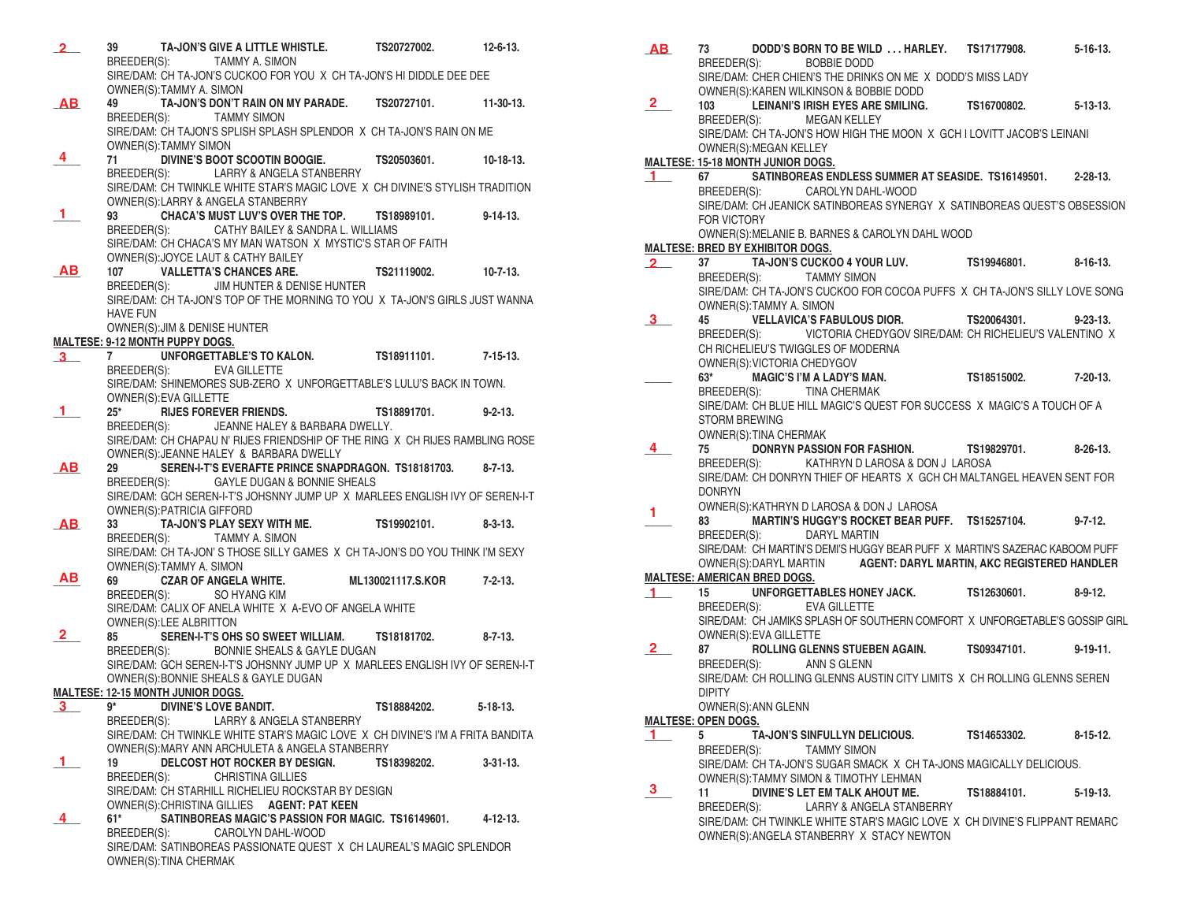**2** 39 **TA-JON'S GIVE A LITTLE WHISTLE.** TS20727002. 12-6-13.
BREEDER(S): TAMMY A. SIMON
SIRE/DAM: CH TA-JON'S CUCKOO FOR YOU X CH TA-JON'S HI DIDDLE DEE DEE
OWNER(S):TAMMY A. SIMON

**AB** 49 **TA-JON'S DON'T RAIN ON MY PARADE.** TS20727101. 11-30-13.
BREEDER(S): TAMMY SIMON
SIRE/DAM: CH TAJON'S SPLISH SPLASH SPLENDOR X CH TA-JON'S RAIN ON ME
OWNER(S):TAMMY SIMON

**4** 71 **DIVINE'S BOOT SCOOTIN BOOGIE.** TS20503601. 10-18-13.
BREEDER(S): LARRY & ANGELA STANBERRY
SIRE/DAM: CH TWINKLE WHITE STAR'S MAGIC LOVE X CH DIVINE'S STYLISH TRADITION
OWNER(S):LARRY & ANGELA STANBERRY

**1** 93 **CHACA'S MUST LUV'S OVER THE TOP.** TS18989101. 9-14-13.
BREEDER(S): CATHY BAILEY & SANDRA L. WILLIAMS
SIRE/DAM: CH CHACA'S MY MAN WATSON X MYSTIC'S STAR OF FAITH
OWNER(S):JOYCE LAUT & CATHY BAILEY

**AB** 107 **VALLETTA'S CHANCES ARE.** TS21119002. 10-7-13.
BREEDER(S): JIM HUNTER & DENISE HUNTER
SIRE/DAM: CH TA-JON'S TOP OF THE MORNING TO YOU X TA-JON'S GIRLS JUST WANNA HAVE FUN
OWNER(S):JIM & DENISE HUNTER

**MALTESE: 9-12 MONTH PUPPY DOGS.**

**3** 7 **UNFORGETTABLE'S TO KALON.** TS18911101. 7-15-13.
BREEDER(S): EVA GILLETTE
SIRE/DAM: SHINEMORES SUB-ZERO X UNFORGETTABLE'S LULU'S BACK IN TOWN.
OWNER(S):EVA GILLETTE

**1** 25* **RIJES FOREVER FRIENDS.** TS18891701. 9-2-13.
BREEDER(S): JEANNE HALEY & BARBARA DWELLY.
SIRE/DAM: CH CHAPAU N' RIJES FRIENDSHIP OF THE RING X CH RIJES RAMBLING ROSE
OWNER(S):JEANNE HALEY & BARBARA DWELLY

**AB** 29 **SEREN-I-T'S EVERAFTE PRINCE SNAPDRAGON.** TS18181703. 8-7-13.
BREEDER(S): GAYLE DUGAN & BONNIE SHEALS
SIRE/DAM: GCH SEREN-I-T'S JOHSNNY JUMP UP X MARLEES ENGLISH IVY OF SEREN-I-T
OWNER(S):PATRICIA GIFFORD

**AB** 33 **TA-JON'S PLAY SEXY WITH ME.** TS19902101. 8-3-13.
BREEDER(S): TAMMY A. SIMON
SIRE/DAM: CH TA-JON' S THOSE SILLY GAMES X CH TA-JON'S DO YOU THINK I'M SEXY
OWNER(S):TAMMY A. SIMON

**AB** 69 **CZAR OF ANGELA WHITE.** ML130021117.S.KOR 7-2-13.
BREEDER(S): SO HYANG KIM
SIRE/DAM: CALIX OF ANELA WHITE X A-EVO OF ANGELA WHITE
OWNER(S):LEE ALBRITTON

**2** 85 **SEREN-I-T'S OHS SO SWEET WILLIAM.** TS18181702. 8-7-13.
BREEDER(S): BONNIE SHEALS & GAYLE DUGAN
SIRE/DAM: GCH SEREN-I-T'S JOHSNNY JUMP UP X MARLEES ENGLISH IVY OF SEREN-I-T
OWNER(S):BONNIE SHEALS & GAYLE DUGAN

**MALTESE: 12-15 MONTH JUNIOR DOGS.**

**3** 9* **DIVINE'S LOVE BANDIT.** TS18884202. 5-18-13.
BREEDER(S): LARRY & ANGELA STANBERRY
SIRE/DAM: CH TWINKLE WHITE STAR'S MAGIC LOVE X CH DIVINE'S I'M A FRITA BANDITA
OWNER(S):MARY ANN ARCHULETA & ANGELA STANBERRY

**1** 19 **DELCOST HOT ROCKER BY DESIGN.** TS18398202. 3-31-13.
BREEDER(S): CHRISTINA GILLIES
SIRE/DAM: CH STARHILL RICHELIEU ROCKSTAR BY DESIGN
OWNER(S):CHRISTINA GILLIES **AGENT: PAT KEEN**

**4** 61* **SATINBOREAS MAGIC'S PASSION FOR MAGIC.** TS16149601. 4-12-13.
BREEDER(S): CAROLYN DAHL-WOOD
SIRE/DAM: SATINBOREAS PASSIONATE QUEST X CH LAUREAL'S MAGIC SPLENDOR
OWNER(S):TINA CHERMAK

**AB** 73 **DODD'S BORN TO BE WILD . . . HARLEY.** TS17177908. 5-16-13.
BREEDER(S): BOBBIE DODD
SIRE/DAM: CHER CHIEN'S THE DRINKS ON ME X DODD'S MISS LADY
OWNER(S):KAREN WILKINSON & BOBBIE DODD

**2** 103 **LEINANI'S IRISH EYES ARE SMILING.** TS16700802. 5-13-13.
BREEDER(S): MEGAN KELLEY
SIRE/DAM: CH TA-JON'S HOW HIGH THE MOON X GCH I LOVITT JACOB'S LEINANI
OWNER(S):MEGAN KELLEY

**MALTESE: 15-18 MONTH JUNIOR DOGS.**

**1** 67 **SATINBOREAS ENDLESS SUMMER AT SEASIDE.** TS16149501. 2-28-13.
BREEDER(S): CAROLYN DAHL-WOOD
SIRE/DAM: CH JEANICK SATINBOREAS SYNERGY X SATINBOREAS QUEST'S OBSESSION FOR VICTORY
OWNER(S):MELANIE B. BARNES & CAROLYN DAHL WOOD

**MALTESE: BRED BY EXHIBITOR DOGS.**

**2** 37 **TA-JON'S CUCKOO 4 YOUR LUV.** TS19946801. 8-16-13.
BREEDER(S): TAMMY SIMON
SIRE/DAM: CH TA-JON'S CUCKOO FOR COCOA PUFFS X CH TA-JON'S SILLY LOVE SONG
OWNER(S):TAMMY A. SIMON

**3** 45 **VELLAVICA'S FABULOUS DIOR.** TS20064301. 9-23-13.
BREEDER(S): VICTORIA CHEDYGOV SIRE/DAM: CH RICHELIEU'S VALENTINO X CH RICHELIEU'S TWIGGLES OF MODERNA
OWNER(S):VICTORIA CHEDYGOV

____ 63* **MAGIC'S I'M A LADY'S MAN.** TS18515002. 7-20-13.
BREEDER(S): TINA CHERMAK
SIRE/DAM: CH BLUE HILL MAGIC'S QUEST FOR SUCCESS X MAGIC'S A TOUCH OF A STORM BREWING
OWNER(S):TINA CHERMAK

**4** 75 **DONRYN PASSION FOR FASHION.** TS19829701. 8-26-13.
BREEDER(S): KATHRYN D LAROSA & DON J LAROSA
SIRE/DAM: CH DONRYN THIEF OF HEARTS X GCH CH MALTANGEL HEAVEN SENT FOR DONRYN
OWNER(S):KATHRYN D LAROSA & DON J LAROSA

**1** 83 **MARTIN'S HUGGY'S ROCKET BEAR PUFF.** TS15257104. 9-7-12.
BREEDER(S): DARYL MARTIN
SIRE/DAM: CH MARTIN'S DEMI'S HUGGY BEAR PUFF X MARTIN'S SAZERAC KABOOM PUFF
OWNER(S):DARYL MARTIN **AGENT: DARYL MARTIN, AKC REGISTERED HANDLER**

**MALTESE: AMERICAN BRED DOGS.**

**1** 15 **UNFORGETTABLES HONEY JACK.** TS12630601. 8-9-12.
BREEDER(S): EVA GILLETTE
SIRE/DAM: CH JAMIKS SPLASH OF SOUTHERN COMFORT X UNFORGETABLE'S GOSSIP GIRL
OWNER(S):EVA GILLETTE

**2** 87 **ROLLING GLENNS STUEBEN AGAIN.** TS09347101. 9-19-11.
BREEDER(S): ANN S GLENN
SIRE/DAM: CH ROLLING GLENNS AUSTIN CITY LIMITS X CH ROLLING GLENNS SEREN DIPITY
OWNER(S):ANN GLENN

**MALTESE: OPEN DOGS.**

**1** 5 **TA-JON'S SINFULLYN DELICIOUS.** TS14653302. 8-15-12.
BREEDER(S): TAMMY SIMON
SIRE/DAM: CH TA-JON'S SUGAR SMACK X CH TA-JONS MAGICALLY DELICIOUS.
OWNER(S):TAMMY SIMON & TIMOTHY LEHMAN

**3** 11 **DIVINE'S LET EM TALK AHOUT ME.** TS18884101. 5-19-13.
BREEDER(S): LARRY & ANGELA STANBERRY
SIRE/DAM: CH TWINKLE WHITE STAR'S MAGIC LOVE X CH DIVINE'S FLIPPANT REMARC
OWNER(S):ANGELA STANBERRY X STACY NEWTON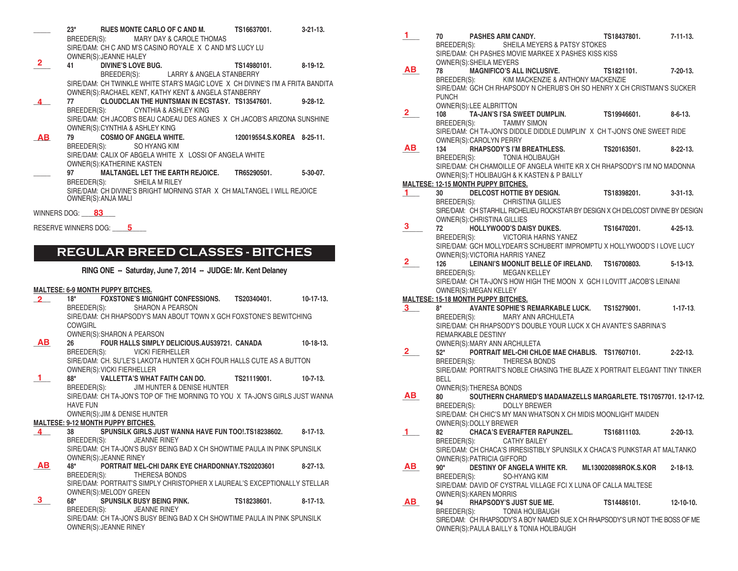____ **23*** **RIJES MONTE CARLO OF C AND M.** **TS16637001.** **3-21-13.**
BREEDER(S): MARY DAY & CAROLE THOMAS
SIRE/DAM: CH C AND M'S CASINO ROYALE X C AND M'S LUCY LU
OWNER(S):JEANNE HALEY

**2** **41** **DIVINE'S LOVE BUG.** **TS14980101.** **8-19-12.**
BREEDER(S): LARRY & ANGELA STANBERRY
SIRE/DAM: CH TWINKLE WHITE STAR'S MAGIC LOVE X CH DIVINE'S I'M A FRITA BANDITA
OWNER(S):RACHAEL KENT, KATHY KENT & ANGELA STANBERRY

**4** **77** **CLOUDCLAN THE HUNTSMAN IN ECSTASY.** **TS13547601.** **9-28-12.**
BREEDER(S): CYNTHIA & ASHLEY KING
SIRE/DAM: CH JACOB'S BEAU CADEAU DES AGNES X CH JACOB'S ARIZONA SUNSHINE
OWNER(S):CYNTHIA & ASHLEY KING

**AB** **79** **COSMO OF ANGELA WHITE.** **120019554.S.KOREA** **8-25-11.**
BREEDER(S): SO HYANG KIM
SIRE/DAM: CALIX OF ABGELA WHITE X LOSSI OF ANGELA WHITE
OWNER(S):KATHERINE KASTEN

____ **97** **MALTANGEL LET THE EARTH REJOICE.** **TR65290501.** **5-30-07.**
BREEDER(S): SHEILA M RILEY
SIRE/DAM: CH DIVINE'S BRIGHT MORNING STAR X CH MALTANGEL I WILL REJOICE
OWNER(S):ANJA MALI

WINNERS DOG: **83**

RESERVE WINNERS DOG: **5**

# REGULAR BREED CLASSES - BITCHES

**RING ONE -- Saturday, June 7, 2014 -- JUDGE: Mr. Kent Delaney**

**MALTESE: 6-9 MONTH PUPPY BITCHES.**

**2** **18*** **FOXSTONE'S MIGNIGHT CONFESSIONS.** **TS20340401.** **10-17-13.**
BREEDER(S): SHARON A PEARSON
SIRE/DAM: CH RHAPSODY'S MAN ABOUT TOWN X GCH FOXSTONE'S BEWITCHING COWGIRL
OWNER(S):SHARON A PEARSON

**AB** **26** **FOUR HALLS SIMPLY DELICIOUS.AU539721. CANADA** **10-18-13.**
BREEDER(S): VICKI FIERHELLER
SIRE/DAM: CH. SU'LE'S LAKOTA HUNTER X GCH FOUR HALLS CUTE AS A BUTTON
OWNER(S):VICKI FIERHELLER

**1** **88*** **VALLETTA'S WHAT FAITH CAN DO.** **TS21119001.** **10-7-13.**
BREEDER(S): JIM HUNTER & DENISE HUNTER
SIRE/DAM: CH TA-JON'S TOP OF THE MORNING TO YOU X TA-JON'S GIRLS JUST WANNA HAVE FUN
OWNER(S):JIM & DENISE HUNTER

**MALTESE: 9-12 MONTH PUPPY BITCHES.**

**4** **38** **SPUNSILK GIRLS JUST WANNA HAVE FUN TOO!.TS18238602.** **8-17-13.**
BREEDER(S): JEANNE RINEY
SIRE/DAM: CH TA-JON'S BUSY BEING BAD X CH SHOWTIME PAULA IN PINK SPUNSILK
OWNER(S):JEANNE RINEY

**AB** **48*** **PORTRAIT MEL-CHI DARK EYE CHARDONNAY.TS20203601** **8-27-13.**
BREEDER(S): THERESA BONDS
SIRE/DAM: PORTRAIT'S SIMPLY CHRISTOPHER X LAUREAL'S EXCEPTIONALLY STELLAR
OWNER(S):MELODY GREEN

**3** **68*** **SPUNSILK BUSY BEING PINK.** **TS18238601.** **8-17-13.**
BREEDER(S): JEANNE RINEY
SIRE/DAM: CH TA-JON'S BUSY BEING BAD X CH SHOWTIME PAULA IN PINK SPUNSILK
OWNER(S):JEANNE RINEY

**1** **70** **PASHES ARM CANDY.** **TS18437801.** **7-11-13.**
BREEDER(S): SHEILA MEYERS & PATSY STOKES
SIRE/DAM: CH PASHES MOVIE MARKEE X PASHES KISS KISS
OWNER(S):SHEILA MEYERS

**AB** **78** **MAGNIFICO'S ALL INCLUSIVE.** **TS1821101.** **7-20-13.**
BREEDER(S): KIM MACKENZIE & ANTHONY MACKENZIE
SIRE/DAM: GCH CH RHAPSODY N CHERUB'S OH SO HENRY X CH CRISTMAN'S SUCKER PUNCH
OWNER(S):LEE ALBRITTON

**2** **108** **TA-JAN'S I'SA SWEET DUMPLIN.** **TS19946601.** **8-6-13.**
BREEDER(S): TAMMY SIMON
SIRE/DAM: CH TA-JON'S DIDDLE DIDDLE DUMPLIN' X CH T-JON'S ONE SWEET RIDE
OWNER(S):CAROLYN PERRY

**AB** **134** **RHAPSODY'S I'M BREATHLESS.** **TS20163501.** **8-22-13.**
BREEDER(S): TONIA HOLIBAUGH
SIRE/DAM: CH CHAMOILLE OF ANGELA WHITE KR X CH RHAPSODY'S I'M NO MADONNA
OWNER(S):T HOLIBAUGH & K KASTEN & P BAILLY

**MALTESE: 12-15 MONTH PUPPY BITCHES.**

**1** **30** **DELCOST HOTTIE BY DESIGN.** **TS18398201.** **3-31-13.**
BREEDER(S): CHRISTINA GILLIES
SIRE/DAM: CH STARHILL RICHELIEU ROCKSTAR BY DESIGN X CH DELCOST DIVINE BY DESIGN
OWNER(S):CHRISTINA GILLIES

**3** **72** **HOLLYWOOD'S DAISY DUKES.** **TS16470201.** **4-25-13.**
BREEDER(S): VICTORIA HARNS YANEZ
SIRE/DAM: GCH MOLLYDEAR'S SCHUBERT IMPROMPTU X HOLLYWOOD'S I LOVE LUCY
OWNER(S):VICTORIA HARRIS YANEZ

**2** **126** **LEINANI'S MOONLIT BELLE OF IRELAND.** **TS16700803.** **5-13-13.**
BREEDER(S): MEGAN KELLEY
SIRE/DAM: CH TA-JON'S HOW HIGH THE MOON X GCH I LOVITT JACOB'S LEINANI
OWNER(S):MEGAN KELLEY

**MALTESE: 15-18 MONTH PUPPY BITCHES.**

**3** **8*** **AVANTE SOPHIE'S REMARKABLE LUCK.** **TS15279001.** **1-17-13.**
BREEDER(S): MARY ANN ARCHULETA
SIRE/DAM: CH RHAPSODY'S DOUBLE YOUR LUCK X CH AVANTE'S SABRINA'S REMARKABLE DESTINY
OWNER(S):MARY ANN ARCHULETA

**2** **52*** **PORTRAIT MEL-CHI CHLOE MAE CHABLIS.** **TS17607101.** **2-22-13.**
BREEDER(S): THERESA BONDS
SIRE/DAM: PORTRAIT'S NOBLE CHASING THE BLAZE X PORTRAIT ELEGANT TINY TINKER BELL
OWNER(S):THERESA BONDS

**AB** **80** **SOUTHERN CHARMED'S MADAMAZELLS MARGARLETE. TS17057701. 12-17-12.**
BREEDER(S): DOLLY BREWER
SIRE/DAM: CH CHIC'S MY MAN WHATSON X CH MIDIS MOONLIGHT MAIDEN
OWNER(S):DOLLY BREWER

**1** **82** **CHACA'S EVERAFTER RAPUNZEL.** **TS16811103.** **2-20-13.**
BREEDER(S): CATHY BAILEY
SIRE/DAM: CH CHACA'S IRRESISTIBLY SPUNSILK X CHACA'S PUNKSTAR AT MALTANKO
OWNER(S):PATRICIA GIFFORD

**AB** **90*** **DESTINY OF ANGELA WHITE KR.** **ML130020898ROK.S.KOR** **2-18-13.**
BREEDER(S): SO-HYANG KIM
SIRE/DAM: DAVID OF CYSTRAL VILLAGE FCI X LUNA OF CALLA MALTESE
OWNER(S):KAREN MORRIS

**AB** **94** **RHAPSODY'S JUST SUE ME.** **TS14486101.** **12-10-10.**
BREEDER(S): TONIA HOLIBAUGH
SIRE/DAM: CH RHAPSODY'S A BOY NAMED SUE X CH RHAPSODY'S UR NOT THE BOSS OF ME
OWNER(S):PAULA BAILLY & TONIA HOLIBAUGH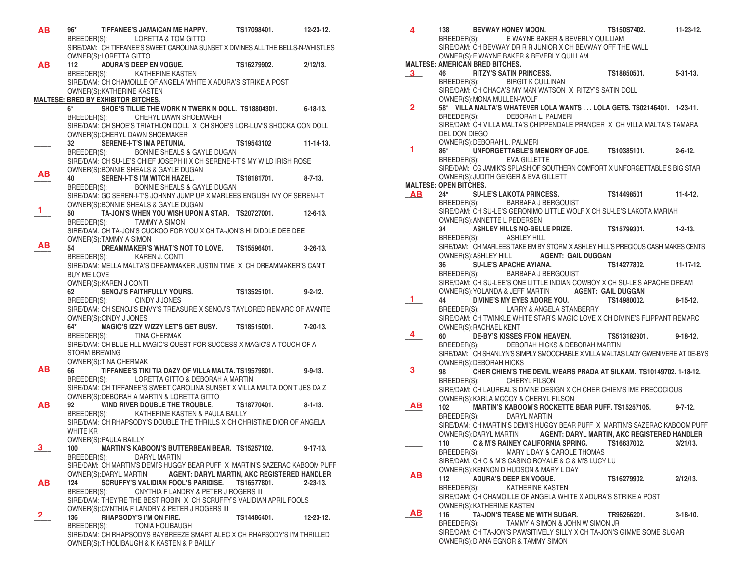**AB** 96* **TIFFANEE'S JAMAICAN ME HAPPY.** TS17098401. 12-23-12.
BREEDER(S): LORETTA & TOM GITTO
SIRE/DAM: CH TIFFANEE'S SWEET CAROLINA SUNSET X DIVINES ALL THE BELLS-N-WHISTLES
OWNER(S):LORETTA GITTO

**AB** 112 **ADURA'S DEEP EN VOGUE.** TS16279902. 2/12/13.
BREEDER(S): KATHERINE KASTEN
SIRE/DAM: CH CHAMOILLE OF ANGELA WHITE X ADURA'S STRIKE A POST
OWNER(S):KATHERINE KASTEN

**MALTESE: BRED BY EXHIBITOR BITCHES.**

____ 6* **SHOE'S TILLIE THE WORK N TWERK N DOLL.** TS18804301. 6-18-13.
BREEDER(S): CHERYL DAWN SHOEMAKER
SIRE/DAM: CH SHOE'S TRIATHLON DOLL X CH SHOE'S LOR-LUV'S SHOCKA CON DOLL
OWNER(S):CHERYL DAWN SHOEMAKER

____ 32 **SERENE-I-T'S IMA PETUNIA.** TS19543102 11-14-13.
BREEDER(S): BONNIE SHEALS & GAYLE DUGAN
SIRE/DAM: CH SU-LE'S CHIEF JOSEPH II X CH SERENE-I-T'S MY WILD IRISH ROSE
OWNER(S):BONNIE SHEALS & GAYLE DUGAN

**AB** 40 **SEREN-I-T'S I'M WITCH HAZEL.** TS18181701. 8-7-13.
BREEDER(S): BONNIE SHEALS & GAYLE DUGAN
SIRE/DAM: GC SEREN-I-T'S JOHNNY JUMP UP X MARLEES ENGLISH IVY OF SEREN-I-T
OWNER(S):BONNIE SHEALS & GAYLE DUGAN

**1** 50 **TA-JON'S WHEN YOU WISH UPON A STAR.** TS20727001. 12-6-13.
BREEDER(S): TAMMY A SIMON
SIRE/DAM: CH TA-JON'S CUCKOO FOR YOU X CH TA-JON'S HI DIDDLE DEE DEE
OWNER(S):TAMMY A SIMON

**AB** 54 **DREAMMAKER'S WHAT'S NOT TO LOVE.** TS15596401. 3-26-13.
BREEDER(S): KAREN J. CONTI
SIRE/DAM: MELLA MALTA'S DREAMMAKER JUSTIN TIME X CH DREAMMAKER'S CAN'T BUY ME LOVE
OWNER(S):KAREN J CONTI

____ 62 **SENOJ'S FAITHFULLY YOURS.** TS13525101. 9-2-12.
BREEDER(S): CINDY J JONES
SIRE/DAM: CH SENOJ'S ENVY'S TREASURE X SENOJ'S TAYLORED REMARC OF AVANTE
OWNER(S):CINDY J JONES

____ 64* **MAGIC'S IZZY WIZZY LET'S GET BUSY.** TS18515001. 7-20-13.
BREEDER(S): TINA CHERMAK
SIRE/DAM: CH BLUE HLL MAGIC'S QUEST FOR SUCCESS X MAGIC'S A TOUCH OF A STORM BREWING
OWNER(S):TINA CHERMAK

**AB** 66 **TIFFANEE'S TIKI TIA DAZY OF VILLA MALTA.** TS19579801. 9-9-13.
BREEDER(S): LORETTA GITTO & DEBORAH A MARTIN
SIRE/DAM: CH TIFFANEE'S SWEET CAROLINA SUNSET X VILLA MALTA DON'T JES DA Z
OWNER(S):DEBORAH A MARTIN & LORETTA GITTO

**AB** 92 **WIND RIVER DOUBLE THE TROUBLE.** TS18770401. 8-1-13.
BREEDER(S): KATHERINE KASTEN & PAULA BAILLY
SIRE/DAM: CH RHAPSODY'S DOUBLE THE THRILLS X CH CHRISTINE DIOR OF ANGELA WHITE KR
OWNER(S):PAULA BAILLY

**3** 100 **MARTIN'S KABOOM'S BUTTERBEAN BEAR.** TS15257102. 9-17-13.
BREEDER(S): DARYL MARTIN
SIRE/DAM: CH MARTIN'S DEMI'S HUGGY BEAR PUFF X MARTIN'S SAZERAC KABOOM PUFF
OWNER(S):DARYL MARTIN **AGENT: DARYL MARTIN, AKC REGISTERED HANDLER**

**AB** 124 **SCRUFFY'S VALIDIAN FOOL'S PARIDISE.** TS16577801. 2-23-13.
BREEDER(S): CNYTHIA F LANDRY & PETER J ROGERS III
SIRE/DAM: THEY'RE THE BEST ROBIN X CH SCRUFFY'S VALIDIAN APRIL FOOLS
OWNER(S):CYNTHIA F LANDRY & PETER J ROGERS III

**2** 136 **RHAPSODY'S I'M ON FIRE.** TS14486401. 12-23-12.
BREEDER(S): TONIA HOLIBAUGH
SIRE/DAM: CH RHAPSODYS BAYBREEZE SMART ALEC X CH RHAPSODY'S I'M THRILLED
OWNER(S):T HOLIBAUGH & K KASTEN & P BAILLY

**4** 138 **BEVWAY HONEY MOON.** TS150S7402. 11-23-12.
BREEDER(S): E WAYNE BAKER & BEVERLY QUILLIAM
SIRE/DAM: CH BEVWAY DR R R JUNIOR X CH BEVWAY OFF THE WALL
OWNER(S):E WAYNE BAKER & BEVERLY QUILLAM

**MALTESE: AMERICAN BRED BITCHES.**

**3** 46 **RITZY'S SATIN PRINCESS.** TS18850501. 5-31-13.
BREEDER(S): BIRGIT K CULLINAN
SIRE/DAM: CH CHACA'S MY MAN WATSON X RITZY'S SATIN DOLL
OWNER(S):MONA MULLEN-WOLF

**2** 58* **VILLA MALTA'S WHATEVER LOLA WANTS . . . LOLA GETS.** TS02146401. 1-23-11.
BREEDER(S): DEBORAH L. PALMERI
SIRE/DAM: CH VILLA MALTA'S CHIPPENDALE PRANCER X CH VILLA MALTA'S TAMARA DEL DON DIEGO
OWNER(S):DEBORAH L. PALMERI

**1** 86* **UNFORGETTABLE'S MEMORY OF JOE.** TS10385101. 2-6-12.
BREEDER(S): EVA GILLETTE
SIRE/DAM: CG JAMIK'S SPLASH OF SOUTHERN COMFORT X UNFORGETTABLE'S BIG STAR
OWNER(S):JUDITH GEIGER & EVA GILLETT

**MALTESE: OPEN BITCHES.**

**AB** 24* **SU-LE'S LAKOTA PRINCESS.** TS14498501 11-4-12.
BREEDER(S): BARBARA J BERGQUIST
SIRE/DAM: CH SU-LE'S GERONIMO LITTLE WOLF X CH SU-LE'S LAKOTA MARIAH
OWNER(S):ANNETTE L PEDERSEN

____ 34 **ASHLEY HILLS NO-BELLE PRIZE.** TS15799301. 1-2-13.
BREEDER(S): ASHLEY HILL
SIRE/DAM: CH MARLEES TAKE EM BY STORM X ASHLEY HILL'S PRECIOUS CASH MAKES CENTS
OWNER(S):ASHLEY HILL **AGENT: GAIL DUGGAN**

____ 36 **SU-LE'S APACHE AYIANA.** TS14277802. 11-17-12.
BREEDER(S): BARBARA J BERGQUIST
SIRE/DAM: CH SU-LEE'S ONE LITTLE INDIAN COWBOY X CH SU-LE'S APACHE DREAM
OWNER(S):YOLANDA & JEFF MARTIN **AGENT: GAIL DUGGAN**

**1** 44 **DIVINE'S MY EYES ADORE YOU.** TS14980002. 8-15-12.
BREEDER(S): LARRY & ANGELA STANBERRY
SIRE/DAM: CH TWINKLE WHITE STAR'S MAGIC LOVE X CH DIVINE'S FLIPPANT REMARC
OWNER(S):RACHAEL KENT

**4** 60 **DE-BY'S KISSES FROM HEAVEN.** TS513182901. 9-18-12.
BREEDER(S): DEBORAH HICKS & DEBORAH MARTIN
SIRE/DAM: CH SHANLYN'S SIMPLY SMOOCHABLE X VILLA MALTAS LADY GWENIVERE AT DE-BYS
OWNER(S):DEBORAH HICKS

**3** 98 **CHER CHIEN'S THE DEVIL WEARS PRADA AT SILKAM.** TS10149702. 1-18-12.
BREEDER(S): CHERYL FILSON
SIRE/DAM: CH LAUREAL'S DIVINE DESIGN X CH CHER CHIEN'S IME PRECOCIOUS
OWNER(S):KARLA MCCOY & CHERYL FILSON

**AB** 102 **MARTIN'S KABOOM'S ROCKETTE BEAR PUFF.** TS15257105. 9-7-12.
BREEDER(S): DARYL MARTIN
SIRE/DAM: CH MARTIN'S DEMI'S HUGGY BEAR PUFF X MARTIN'S SAZERAC KABOOM PUFF
OWNER(S):DARYL MARTIN **AGENT: DARYL MARTIN, AKC REGISTERED HANDLER**

____ 110 **C & M'S RAINEY CALIFORNIA SPRING.** TS16637002. 3/21/13.
BREEDER(S): MARY L DAY & CAROLE THOMAS
SIRE/DAM: CH C & M'S CASINO ROYALE & C & M'S LUCY LU
OWNER(S):KENNON D HUDSON & MARY L DAY

**AB** 112 **ADURA'S DEEP EN VOGUE.** TS16279902. 2/12/13.
BREEDER(S): KATHERINE KASTEN
SIRE/DAM: CH CHAMOILLE OF ANGELA WHITE X ADURA'S STRIKE A POST
OWNER(S):KATHERINE KASTEN

**AB** 116 **TA-JON'S TEASE ME WITH SUGAR.** TR96266201. 3-18-10.
BREEDER(S): TAMMY A SIMON & JOHN W SIMON JR
SIRE/DAM: CH TA-JON'S PAWSITIVELY SILLY X CH TA-JON'S GIMME SOME SUGAR
OWNER(S):DIANA EGNOR & TAMMY SIMON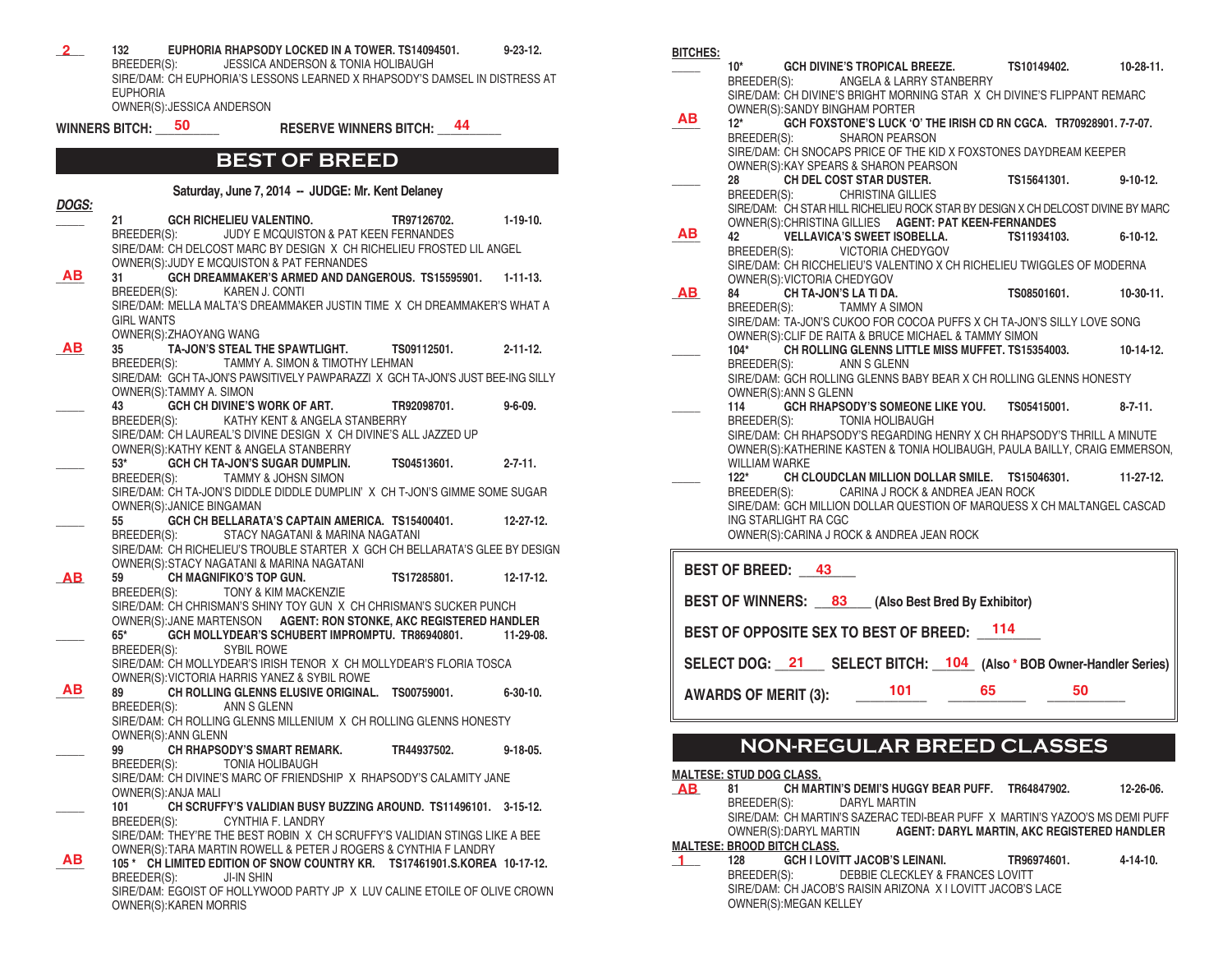2 132 **EUPHORIA RHAPSODY LOCKED IN A TOWER. TS14094501. 9-23-12.**
BREEDER(S): JESSICA ANDERSON & TONIA HOLIBAUGH
SIRE/DAM: CH EUPHORIA'S LESSONS LEARNED X RHAPSODY'S DAMSEL IN DISTRESS AT EUPHORIA
OWNER(S):JESSICA ANDERSON

**WINNERS BITCH:** 50 **RESERVE WINNERS BITCH:** 44

# BEST OF BREED

**Saturday, June 7, 2014 -- JUDGE: Mr. Kent Delaney**

***DOGS:***

____ 21 **GCH RICHELIEU VALENTINO. TR97126702. 1-19-10.**
BREEDER(S): JUDY E MCQUISTON & PAT KEEN FERNANDES
SIRE/DAM: CH DELCOST MARC BY DESIGN X CH RICHELIEU FROSTED LIL ANGEL
OWNER(S):JUDY E MCQUISTON & PAT FERNANDES

AB 31 **GCH DREAMMAKER'S ARMED AND DANGEROUS. TS15595901. 1-11-13.**
BREEDER(S): KAREN J. CONTI
SIRE/DAM: MELLA MALTA'S DREAMMAKER JUSTIN TIME X CH DREAMMAKER'S WHAT A GIRL WANTS
OWNER(S):ZHAOYANG WANG

AB 35 **TA-JON'S STEAL THE SPAWTLIGHT. TS09112501. 2-11-12.**
BREEDER(S): TAMMY A. SIMON & TIMOTHY LEHMAN
SIRE/DAM: GCH TA-JON'S PAWSITIVELY PAWPARAZZI X GCH TA-JON'S JUST BEE-ING SILLY
OWNER(S):TAMMY A. SIMON

____ 43 **GCH CH DIVINE'S WORK OF ART. TR92098701. 9-6-09.**
BREEDER(S): KATHY KENT & ANGELA STANBERRY
SIRE/DAM: CH LAUREAL'S DIVINE DESIGN X CH DIVINE'S ALL JAZZED UP
OWNER(S):KATHY KENT & ANGELA STANBERRY

____ 53* **GCH CH TA-JON'S SUGAR DUMPLIN. TS04513601. 2-7-11.**
BREEDER(S): TAMMY & JOHSN SIMON
SIRE/DAM: CH TA-JON'S DIDDLE DIDDLE DUMPLIN' X CH T-JON'S GIMME SOME SUGAR
OWNER(S):JANICE BINGAMAN

____ 55 **GCH CH BELLARATA'S CAPTAIN AMERICA. TS15400401. 12-27-12.**
BREEDER(S): STACY NAGATANI & MARINA NAGATANI
SIRE/DAM: CH RICHELIEU'S TROUBLE STARTER X GCH CH BELLARATA'S GLEE BY DESIGN
OWNER(S):STACY NAGATANI & MARINA NAGATANI

AB 59 **CH MAGNIFIKO'S TOP GUN. TS17285801. 12-17-12.**
BREEDER(S): TONY & KIM MACKENZIE
SIRE/DAM: CH CHRISMAN'S SHINY TOY GUN X CH CHRISMAN'S SUCKER PUNCH
OWNER(S):JANE MARTENSON **AGENT: RON STONKE, AKC REGISTERED HANDLER**

____ 65* **GCH MOLLYDEAR'S SCHUBERT IMPROMPTU. TR86940801. 11-29-08.**
BREEDER(S): SYBIL ROWE
SIRE/DAM: CH MOLLYDEAR'S IRISH TENOR X CH MOLLYDEAR'S FLORIA TOSCA
OWNER(S):VICTORIA HARRIS YANEZ & SYBIL ROWE

AB 89 **CH ROLLING GLENNS ELUSIVE ORIGINAL. TS00759001. 6-30-10.**
BREEDER(S): ANN S GLENN
SIRE/DAM: CH ROLLING GLENNS MILLENIUM X CH ROLLING GLENNS HONESTY
OWNER(S):ANN GLENN

____ 99 **CH RHAPSODY'S SMART REMARK. TR44937502. 9-18-05.**
BREEDER(S): TONIA HOLIBAUGH
SIRE/DAM: CH DIVINE'S MARC OF FRIENDSHIP X RHAPSODY'S CALAMITY JANE
OWNER(S):ANJA MALI

____ 101 **CH SCRUFFY'S VALIDIAN BUSY BUZZING AROUND. TS11496101. 3-15-12.**
BREEDER(S): CYNTHIA F. LANDRY
SIRE/DAM: THEY'RE THE BEST ROBIN X CH SCRUFFY'S VALIDIAN STINGS LIKE A BEE
OWNER(S):TARA MARTIN ROWELL & PETER J ROGERS & CYNTHIA F LANDRY

AB 105 * **CH LIMITED EDITION OF SNOW COUNTRY KR. TS17461901.S.KOREA 10-17-12.**
BREEDER(S): JI-IN SHIN
SIRE/DAM: EGOIST OF HOLLYWOOD PARTY JP X LUV CALINE ETOILE OF OLIVE CROWN
OWNER(S):KAREN MORRIS

**BITCHES:**

____ 10* **GCH DIVINE'S TROPICAL BREEZE. TS10149402. 10-28-11.**
BREEDER(S): ANGELA & LARRY STANBERRY
SIRE/DAM: CH DIVINE'S BRIGHT MORNING STAR X CH DIVINE'S FLIPPANT REMARC
OWNER(S):SANDY BINGHAM PORTER

AB 12* **GCH FOXSTONE'S LUCK 'O' THE IRISH CD RN CGCA. TR70928901. 7-7-07.**
BREEDER(S): SHARON PEARSON
SIRE/DAM: CH SNOCAPS PRICE OF THE KID X FOXSTONES DAYDREAM KEEPER
OWNER(S):KAY SPEARS & SHARON PEARSON

____ 28 **CH DEL COST STAR DUSTER. TS15641301. 9-10-12.**
BREEDER(S): CHRISTINA GILLIES
SIRE/DAM: CH STAR HILL RICHELIEU ROCK STAR BY DESIGN X CH DELCOST DIVINE BY MARC
OWNER(S):CHRISTINA GILLIES **AGENT: PAT KEEN-FERNANDES**

AB 42 **VELLAVICA'S SWEET ISOBELLA. TS11934103. 6-10-12.**
BREEDER(S): VICTORIA CHEDYGOV
SIRE/DAM: CH RICCHELIEU'S VALENTINO X CH RICHELIEU TWIGGLES OF MODERNA
OWNER(S):VICTORIA CHEDYGOV

AB 84 **CH TA-JON'S LA TI DA. TS08501601. 10-30-11.**
BREEDER(S): TAMMY A SIMON
SIRE/DAM: TA-JON'S CUKOO FOR COCOA PUFFS X CH TA-JON'S SILLY LOVE SONG
OWNER(S):CLIF DE RAITA & BRUCE MICHAEL & TAMMY SIMON

____ 104* **CH ROLLING GLENNS LITTLE MISS MUFFET. TS15354003. 10-14-12.**
BREEDER(S): ANN S GLENN
SIRE/DAM: GCH ROLLING GLENNS BABY BEAR X CH ROLLING GLENNS HONESTY
OWNER(S):ANN S GLENN

____ 114 **GCH RHAPSODY'S SOMEONE LIKE YOU. TS05415001. 8-7-11.**
BREEDER(S): TONIA HOLIBAUGH
SIRE/DAM: CH RHAPSODY'S REGARDING HENRY X CH RHAPSODY'S THRILL A MINUTE
OWNER(S):KATHERINE KASTEN & TONIA HOLIBAUGH, PAULA BAILLY, CRAIG EMMERSON, WILLIAM WARKE

____ 122* **CH CLOUDCLAN MILLION DOLLAR SMILE. TS15046301. 11-27-12.**
BREEDER(S): CARINA J ROCK & ANDREA JEAN ROCK
SIRE/DAM: GCH MILLION DOLLAR QUESTION OF MARQUESS X CH MALTANGEL CASCADING STARLIGHT RA CGC
OWNER(S):CARINA J ROCK & ANDREA JEAN ROCK

**BEST OF BREED:** 43

**BEST OF WINNERS:** 83 **(Also Best Bred By Exhibitor)**

**BEST OF OPPOSITE SEX TO BEST OF BREED:** 114

**SELECT DOG:** 21 **SELECT BITCH:** 104 **(Also * BOB Owner-Handler Series)**

**AWARDS OF MERIT (3):** 101 65 50

# NON-REGULAR BREED CLASSES

**MALTESE: STUD DOG CLASS.**

AB 81 **CH MARTIN'S DEMI'S HUGGY BEAR PUFF. TR64847902. 12-26-06.**
BREEDER(S): DARYL MARTIN
SIRE/DAM: CH MARTIN'S SAZERAC TEDI-BEAR PUFF X MARTIN'S YAZOO'S MS DEMI PUFF
OWNER(S):DARYL MARTIN **AGENT: DARYL MARTIN, AKC REGISTERED HANDLER**

**MALTESE: BROOD BITCH CLASS.**

1 128 **GCH I LOVITT JACOB'S LEINANI. TR96974601. 4-14-10.**
BREEDER(S): DEBBIE CLECKLEY & FRANCES LOVITT
SIRE/DAM: CH JACOB'S RAISIN ARIZONA X I LOVITT JACOB'S LACE
OWNER(S):MEGAN KELLEY